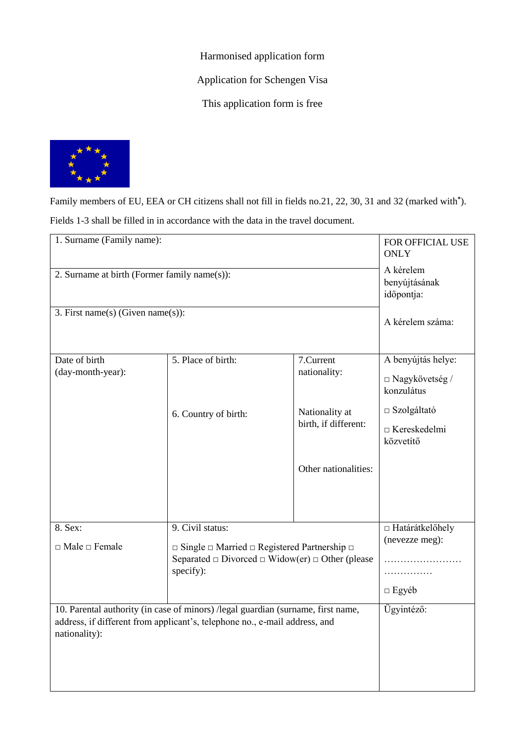Harmonised application form

Application for Schengen Visa

This application form is free

Family members of EU, EEA or CH citizens shall not fill in fields no.21, 22, 30, 31 and 32 (marked with*).

Fields 1-3 shall be filled in in accordance with the data in the travel document.

| | | | FOR OFFICIAL USE ONLY |
|---|---|---|---|
| 1. Surname (Family name): | | | A kérelem benyújtásának időpontja: |
| 2. Surname at birth (Former family name(s)): | | | |
| 3. First name(s) (Given name(s)): | | | A kérelem száma: |
| Date of birth (day-month-year): | 5. Place of birth:<br><br>6. Country of birth: | 7.Current nationality:<br><br>Nationality at birth, if different:<br><br>Other nationalities: | A benyújtás helye:<br><br>□ Nagykövetség / konzulátus<br><br>□ Szolgáltató<br><br>□ Kereskedelmi közvetítő |
| 8. Sex:<br><br>□ Male □ Female | 9. Civil status:<br><br>□ Single □ Married □ Registered Partnership □ Separated □ Divorced □ Widow(er) □ Other (please specify): | | □ Határátkelőhely (nevezze meg):<br><br>……………………<br>……………<br><br>□ Egyéb |
| 10. Parental authority (in case of minors) /legal guardian (surname, first name, address, if different from applicant's, telephone no., e-mail address, and nationality): | | | Ügyintéző: |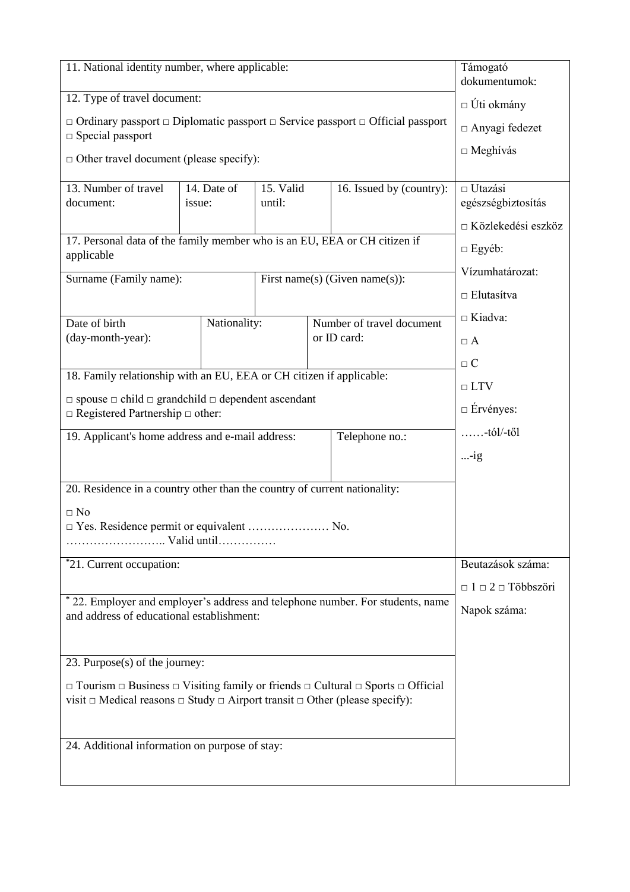| Field | For official use |
|---|---|
| 11. National identity number, where applicable: | Támogató dokumentumok: |
| 12. Type of travel document:<br><br>□ Ordinary passport □ Diplomatic passport □ Service passport □ Official passport □ Special passport<br><br>□ Other travel document (please specify): | □ Úti okmány<br><br>□ Anyagi fedezet<br><br>□ Meghívás |
| 13. Number of travel document: \| 14. Date of issue: \| 15. Valid until: \| 16. Issued by (country): | □ Utazási egészségbiztosítás<br><br>□ Közlekedési eszköz |
| 17. Personal data of the family member who is an EU, EEA or CH citizen if applicable | □ Egyéb: |
| Surname (Family name): \| First name(s) (Given name(s)): | Vízumhatározat:<br><br>□ Elutasítva |
| Date of birth (day-month-year): \| Nationality: \| Number of travel document or ID card: | □ Kiadva:<br><br>□ A<br><br>□ C |
| 18. Family relationship with an EU, EEA or CH citizen if applicable:<br><br>□ spouse □ child □ grandchild □ dependent ascendant<br>□ Registered Partnership □ other: | □ LTV<br><br>□ Érvényes: |
| 19. Applicant's home address and e-mail address: \| Telephone no.: | ……-tól/-től<br><br>...-ig |
| 20. Residence in a country other than the country of current nationality:<br><br>□ No<br>□ Yes. Residence permit or equivalent ………………… No.<br>…………………….. Valid until…………… | |
| *21. Current occupation: | Beutazások száma:<br><br>□ 1 □ 2 □ Többszöri |
| * 22. Employer and employer's address and telephone number. For students, name and address of educational establishment: | Napok száma: |
| 23. Purpose(s) of the journey:<br><br>□ Tourism □ Business □ Visiting family or friends □ Cultural □ Sports □ Official visit □ Medical reasons □ Study □ Airport transit □ Other (please specify): | |
| 24. Additional information on purpose of stay: | |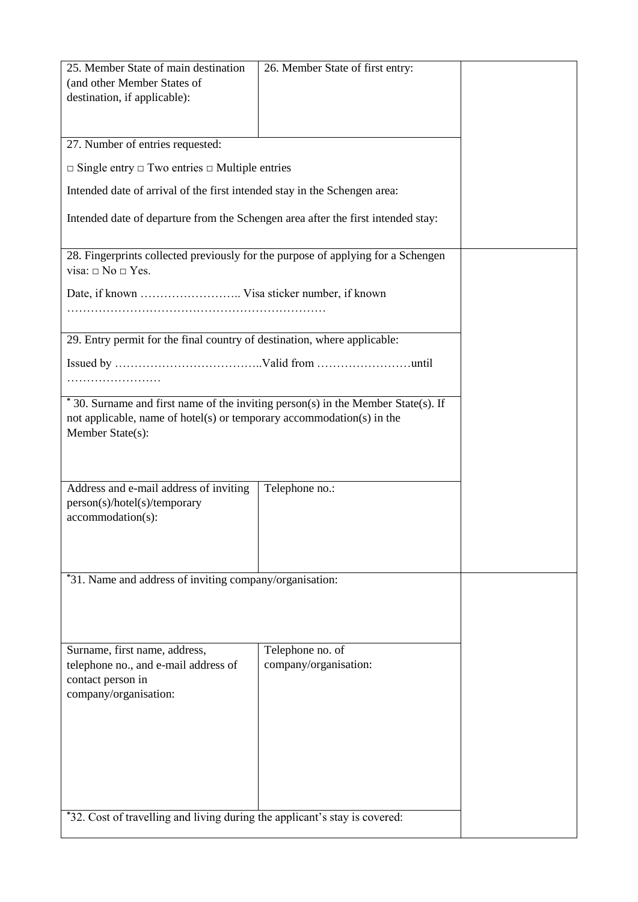| 25. Member State of main destination (and other Member States of destination, if applicable): | 26. Member State of first entry: | |
|---|---|---|
| 27. Number of entries requested:<br><br>□ Single entry □ Two entries □ Multiple entries<br><br>Intended date of arrival of the first intended stay in the Schengen area:<br><br>Intended date of departure from the Schengen area after the first intended stay: | | |
| 28. Fingerprints collected previously for the purpose of applying for a Schengen visa: □ No □ Yes.<br><br>Date, if known …………………….. Visa sticker number, if known ………………………………………………………… | | |
| 29. Entry permit for the final country of destination, where applicable:<br><br>Issued by ………………………………..Valid from ……………………until …………………… | | |
| * 30. Surname and first name of the inviting person(s) in the Member State(s). If not applicable, name of hotel(s) or temporary accommodation(s) in the Member State(s): | | |
| Address and e-mail address of inviting person(s)/hotel(s)/temporary accommodation(s): | Telephone no.: | |
| *31. Name and address of inviting company/organisation: | | |
| Surname, first name, address, telephone no., and e-mail address of contact person in company/organisation: | Telephone no. of company/organisation: | |
| *32. Cost of travelling and living during the applicant's stay is covered: | | |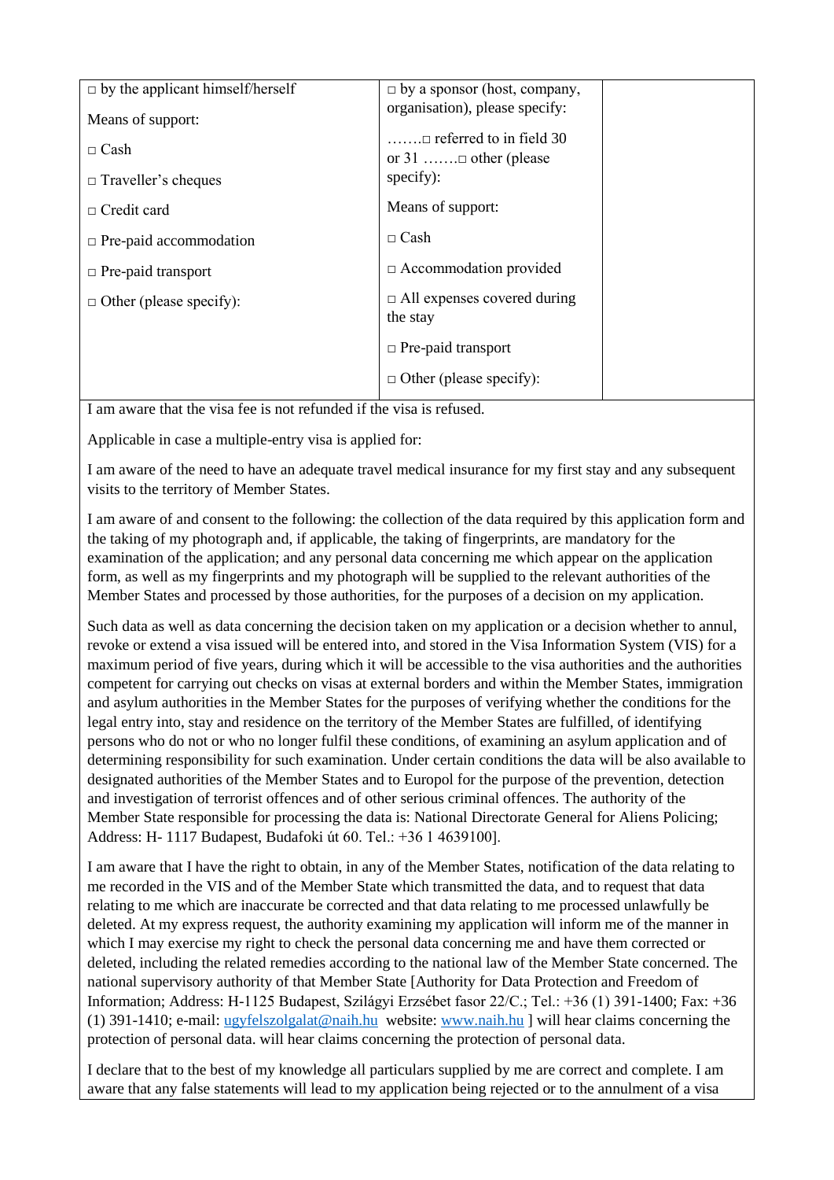| □ by the applicant himself/herself<br><br>Means of support:<br><br>□ Cash<br><br>□ Traveller's cheques<br><br>□ Credit card<br><br>□ Pre-paid accommodation<br><br>□ Pre-paid transport<br><br>□ Other (please specify): | □ by a sponsor (host, company, organisation), please specify:<br><br>…….□ referred to in field 30 or 31 …….□ other (please specify):<br><br>Means of support:<br><br>□ Cash<br><br>□ Accommodation provided<br><br>□ All expenses covered during the stay<br><br>□ Pre-paid transport<br><br>□ Other (please specify): | |
|---|---|---|

I am aware that the visa fee is not refunded if the visa is refused.

Applicable in case a multiple-entry visa is applied for:

I am aware of the need to have an adequate travel medical insurance for my first stay and any subsequent visits to the territory of Member States.

I am aware of and consent to the following: the collection of the data required by this application form and the taking of my photograph and, if applicable, the taking of fingerprints, are mandatory for the examination of the application; and any personal data concerning me which appear on the application form, as well as my fingerprints and my photograph will be supplied to the relevant authorities of the Member States and processed by those authorities, for the purposes of a decision on my application.

Such data as well as data concerning the decision taken on my application or a decision whether to annul, revoke or extend a visa issued will be entered into, and stored in the Visa Information System (VIS) for a maximum period of five years, during which it will be accessible to the visa authorities and the authorities competent for carrying out checks on visas at external borders and within the Member States, immigration and asylum authorities in the Member States for the purposes of verifying whether the conditions for the legal entry into, stay and residence on the territory of the Member States are fulfilled, of identifying persons who do not or who no longer fulfil these conditions, of examining an asylum application and of determining responsibility for such examination. Under certain conditions the data will be also available to designated authorities of the Member States and to Europol for the purpose of the prevention, detection and investigation of terrorist offences and of other serious criminal offences. The authority of the Member State responsible for processing the data is: National Directorate General for Aliens Policing; Address: H- 1117 Budapest, Budafoki út 60. Tel.: +36 1 4639100].

I am aware that I have the right to obtain, in any of the Member States, notification of the data relating to me recorded in the VIS and of the Member State which transmitted the data, and to request that data relating to me which are inaccurate be corrected and that data relating to me processed unlawfully be deleted. At my express request, the authority examining my application will inform me of the manner in which I may exercise my right to check the personal data concerning me and have them corrected or deleted, including the related remedies according to the national law of the Member State concerned. The national supervisory authority of that Member State [Authority for Data Protection and Freedom of Information; Address: H-1125 Budapest, Szilágyi Erzsébet fasor 22/C.; Tel.: +36 (1) 391-1400; Fax: +36 (1) 391-1410; e-mail: ugyfelszolgalat@naih.hu website: www.naih.hu ] will hear claims concerning the protection of personal data. will hear claims concerning the protection of personal data.

I declare that to the best of my knowledge all particulars supplied by me are correct and complete. I am aware that any false statements will lead to my application being rejected or to the annulment of a visa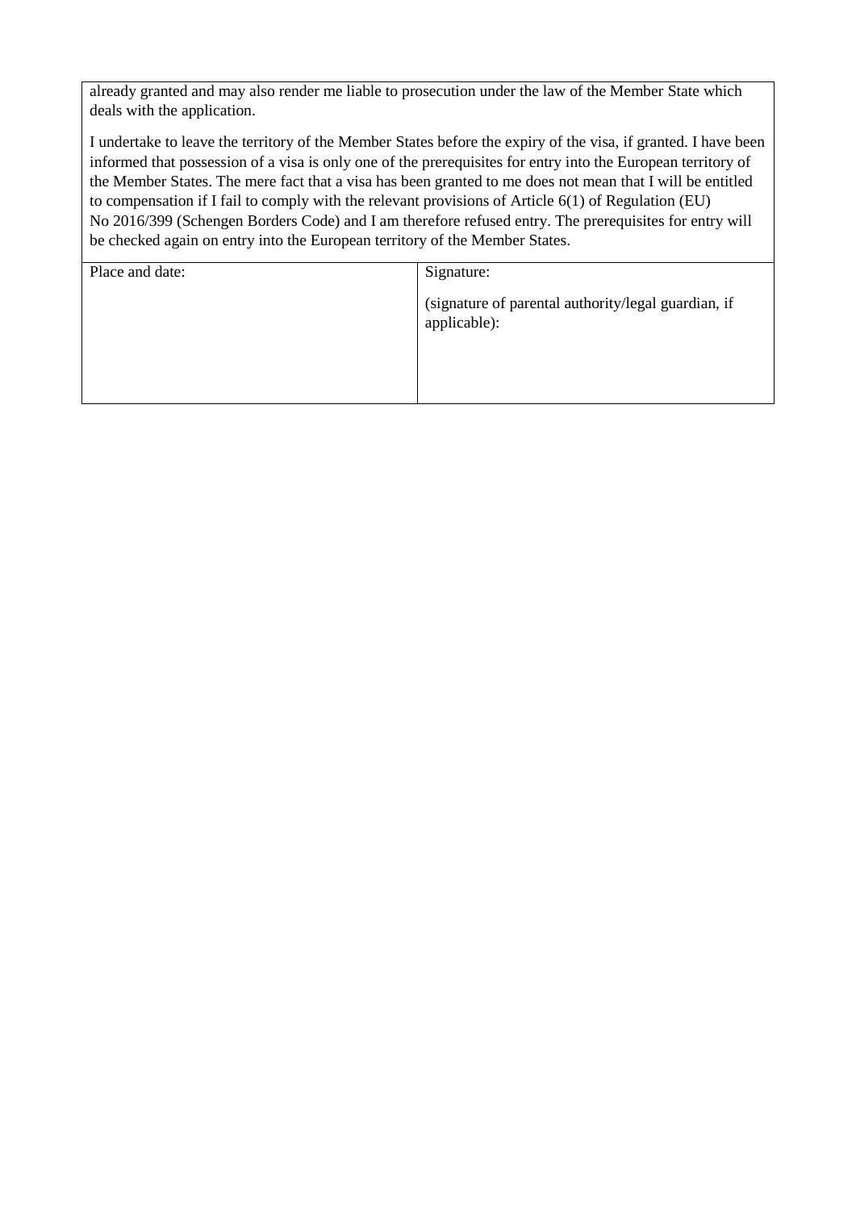already granted and may also render me liable to prosecution under the law of the Member State which deals with the application.

I undertake to leave the territory of the Member States before the expiry of the visa, if granted. I have been informed that possession of a visa is only one of the prerequisites for entry into the European territory of the Member States. The mere fact that a visa has been granted to me does not mean that I will be entitled to compensation if I fail to comply with the relevant provisions of Article 6(1) of Regulation (EU) No 2016/399 (Schengen Borders Code) and I am therefore refused entry. The prerequisites for entry will be checked again on entry into the European territory of the Member States.

| | |
|---|---|
| Place and date: | Signature:<br><br>(signature of parental authority/legal guardian, if applicable): |